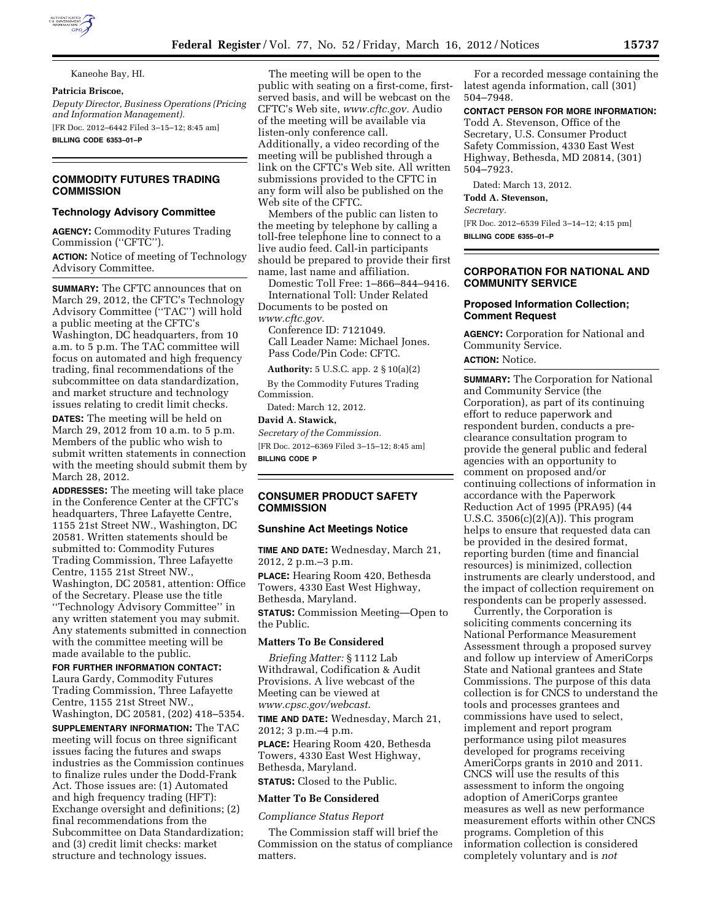Kaneohe Bay, HI.

**Patricia Briscoe,**

*Deputy Director, Business Operations (Pricing and Information Management).*

[FR Doc. 2012–6442 Filed 3–15–12; 8:45 am]

**BILLING CODE 6353–01–P**

## COMMODITY FUTURES TRADING COMMISSION

### Technology Advisory Committee

**AGENCY:** Commodity Futures Trading Commission (''CFTC'').

**ACTION:** Notice of meeting of Technology Advisory Committee.

**SUMMARY:** The CFTC announces that on March 29, 2012, the CFTC's Technology Advisory Committee (''TAC'') will hold a public meeting at the CFTC's Washington, DC headquarters, from 10 a.m. to 5 p.m. The TAC committee will focus on automated and high frequency trading, final recommendations of the subcommittee on data standardization, and market structure and technology issues relating to credit limit checks.

**DATES:** The meeting will be held on March 29, 2012 from 10 a.m. to 5 p.m. Members of the public who wish to submit written statements in connection with the meeting should submit them by March 28, 2012.

**ADDRESSES:** The meeting will take place in the Conference Center at the CFTC's headquarters, Three Lafayette Centre, 1155 21st Street NW., Washington, DC 20581. Written statements should be submitted to: Commodity Futures Trading Commission, Three Lafayette Centre, 1155 21st Street NW., Washington, DC 20581, attention: Office of the Secretary. Please use the title ''Technology Advisory Committee'' in any written statement you may submit. Any statements submitted in connection with the committee meeting will be made available to the public.

**FOR FURTHER INFORMATION CONTACT:** Laura Gardy, Commodity Futures Trading Commission, Three Lafayette Centre, 1155 21st Street NW., Washington, DC 20581, (202) 418–5354.

**SUPPLEMENTARY INFORMATION:** The TAC meeting will focus on three significant issues facing the futures and swaps industries as the Commission continues to finalize rules under the Dodd-Frank Act. Those issues are: (1) Automated and high frequency trading (HFT): Exchange oversight and definitions; (2) final recommendations from the Subcommittee on Data Standardization; and (3) credit limit checks: market structure and technology issues.

The meeting will be open to the public with seating on a first-come, first-served basis, and will be webcast on the CFTC's Web site, *www.cftc.gov.* Audio of the meeting will be available via listen-only conference call. Additionally, a video recording of the meeting will be published through a link on the CFTC's Web site. All written submissions provided to the CFTC in any form will also be published on the Web site of the CFTC.

Members of the public can listen to the meeting by telephone by calling a toll-free telephone line to connect to a live audio feed. Call-in participants should be prepared to provide their first name, last name and affiliation.

Domestic Toll Free: 1–866–844–9416.

International Toll: Under Related Documents to be posted on *www.cftc.gov.*

Conference ID: 7121049.

Call Leader Name: Michael Jones.

Pass Code/Pin Code: CFTC.

**Authority:** 5 U.S.C. app. 2 § 10(a)(2)

By the Commodity Futures Trading Commission.

Dated: March 12, 2012.

**David A. Stawick,**

*Secretary of the Commission.*

[FR Doc. 2012–6369 Filed 3–15–12; 8:45 am]

**BILLING CODE P**

## CONSUMER PRODUCT SAFETY COMMISSION

### Sunshine Act Meetings Notice

**TIME AND DATE:** Wednesday, March 21, 2012, 2 p.m.–3 p.m.

**PLACE:** Hearing Room 420, Bethesda Towers, 4330 East West Highway, Bethesda, Maryland.

**STATUS:** Commission Meeting—Open to the Public.

#### Matters To Be Considered

*Briefing Matter:* § 1112 Lab Withdrawal, Codification & Audit Provisions. A live webcast of the Meeting can be viewed at *www.cpsc.gov/webcast.*

**TIME AND DATE:** Wednesday, March 21, 2012; 3 p.m.–4 p.m.

**PLACE:** Hearing Room 420, Bethesda Towers, 4330 East West Highway, Bethesda, Maryland.

**STATUS:** Closed to the Public.

#### Matter To Be Considered

*Compliance Status Report*

The Commission staff will brief the Commission on the status of compliance matters.

For a recorded message containing the latest agenda information, call (301) 504–7948.

**CONTACT PERSON FOR MORE INFORMATION:** Todd A. Stevenson, Office of the Secretary, U.S. Consumer Product Safety Commission, 4330 East West Highway, Bethesda, MD 20814, (301) 504–7923.

Dated: March 13, 2012.

**Todd A. Stevenson,**

*Secretary.*

[FR Doc. 2012–6539 Filed 3–14–12; 4:15 pm]

**BILLING CODE 6355–01–P**

## CORPORATION FOR NATIONAL AND COMMUNITY SERVICE

### Proposed Information Collection; Comment Request

**AGENCY:** Corporation for National and Community Service.

**ACTION:** Notice.

**SUMMARY:** The Corporation for National and Community Service (the Corporation), as part of its continuing effort to reduce paperwork and respondent burden, conducts a pre-clearance consultation program to provide the general public and federal agencies with an opportunity to comment on proposed and/or continuing collections of information in accordance with the Paperwork Reduction Act of 1995 (PRA95) (44 U.S.C. 3506(c)(2)(A)). This program helps to ensure that requested data can be provided in the desired format, reporting burden (time and financial resources) is minimized, collection instruments are clearly understood, and the impact of collection requirement on respondents can be properly assessed.

Currently, the Corporation is soliciting comments concerning its National Performance Measurement Assessment through a proposed survey and follow up interview of AmeriCorps State and National grantees and State Commissions. The purpose of this data collection is for CNCS to understand the tools and processes grantees and commissions have used to select, implement and report program performance using pilot measures developed for programs receiving AmeriCorps grants in 2010 and 2011. CNCS will use the results of this assessment to inform the ongoing adoption of AmeriCorps grantee measures as well as new performance measurement efforts within other CNCS programs. Completion of this information collection is considered completely voluntary and is *not*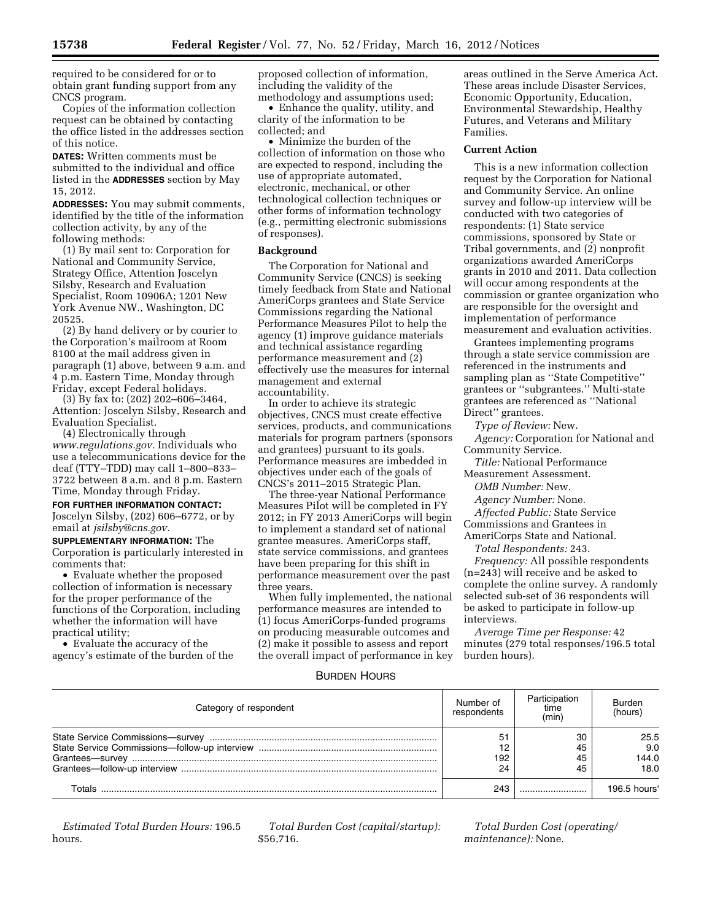required to be considered for or to obtain grant funding support from any CNCS program.

Copies of the information collection request can be obtained by contacting the office listed in the addresses section of this notice.

**DATES:** Written comments must be submitted to the individual and office listed in the **ADDRESSES** section by May 15, 2012.

**ADDRESSES:** You may submit comments, identified by the title of the information collection activity, by any of the following methods:

(1) By mail sent to: Corporation for National and Community Service, Strategy Office, Attention Joscelyn Silsby, Research and Evaluation Specialist, Room 10906A; 1201 New York Avenue NW., Washington, DC 20525.

(2) By hand delivery or by courier to the Corporation's mailroom at Room 8100 at the mail address given in paragraph (1) above, between 9 a.m. and 4 p.m. Eastern Time, Monday through Friday, except Federal holidays.

(3) By fax to: (202) 202–606–3464, Attention: Joscelyn Silsby, Research and Evaluation Specialist.

(4) Electronically through *www.regulations.gov.* Individuals who use a telecommunications device for the deaf (TTY–TDD) may call 1–800–833–3722 between 8 a.m. and 8 p.m. Eastern Time, Monday through Friday.

**FOR FURTHER INFORMATION CONTACT:** Joscelyn Silsby, (202) 606–6772, or by email at *jsilsby@cns.gov.*

**SUPPLEMENTARY INFORMATION:** The Corporation is particularly interested in comments that:

- Evaluate whether the proposed collection of information is necessary for the proper performance of the functions of the Corporation, including whether the information will have practical utility;
- Evaluate the accuracy of the agency's estimate of the burden of the proposed collection of information, including the validity of the methodology and assumptions used;
- Enhance the quality, utility, and clarity of the information to be collected; and
- Minimize the burden of the collection of information on those who are expected to respond, including the use of appropriate automated, electronic, mechanical, or other technological collection techniques or other forms of information technology (e.g., permitting electronic submissions of responses).

**Background**

The Corporation for National and Community Service (CNCS) is seeking timely feedback from State and National AmeriCorps grantees and State Service Commissions regarding the National Performance Measures Pilot to help the agency (1) improve guidance materials and technical assistance regarding performance measurement and (2) effectively use the measures for internal management and external accountability.

In order to achieve its strategic objectives, CNCS must create effective services, products, and communications materials for program partners (sponsors and grantees) pursuant to its goals. Performance measures are imbedded in objectives under each of the goals of CNCS's 2011–2015 Strategic Plan.

The three-year National Performance Measures Pilot will be completed in FY 2012; in FY 2013 AmeriCorps will begin to implement a standard set of national grantee measures. AmeriCorps staff, state service commissions, and grantees have been preparing for this shift in performance measurement over the past three years.

When fully implemented, the national performance measures are intended to (1) focus AmeriCorps-funded programs on producing measurable outcomes and (2) make it possible to assess and report the overall impact of performance in key areas outlined in the Serve America Act. These areas include Disaster Services, Economic Opportunity, Education, Environmental Stewardship, Healthy Futures, and Veterans and Military Families.

**Current Action**

This is a new information collection request by the Corporation for National and Community Service. An online survey and follow-up interview will be conducted with two categories of respondents: (1) State service commissions, sponsored by State or Tribal governments, and (2) nonprofit organizations awarded AmeriCorps grants in 2010 and 2011. Data collection will occur among respondents at the commission or grantee organization who are responsible for the oversight and implementation of performance measurement and evaluation activities.

Grantees implementing programs through a state service commission are referenced in the instruments and sampling plan as ''State Competitive'' grantees or ''subgrantees.'' Multi-state grantees are referenced as ''National Direct'' grantees.

*Type of Review:* New.

*Agency:* Corporation for National and Community Service.

*Title:* National Performance Measurement Assessment.

*OMB Number:* New.

*Agency Number:* None.

*Affected Public:* State Service Commissions and Grantees in AmeriCorps State and National.

*Total Respondents:* 243.

*Frequency:* All possible respondents (n=243) will receive and be asked to complete the online survey. A randomly selected sub-set of 36 respondents will be asked to participate in follow-up interviews.

*Average Time per Response:* 42 minutes (279 total responses/196.5 total burden hours).

BURDEN HOURS

| Category of respondent | Number of respondents | Participation time (min) | Burden (hours) |
|---|---|---|---|
| State Service Commissions—survey | 51 | 30 | 25.5 |
| State Service Commissions—follow-up interview | 12 | 45 | 9.0 |
| Grantees—survey | 192 | 45 | 144.0 |
| Grantees—follow-up interview | 24 | 45 | 18.0 |
| Totals | 243 | | 196.5 hours' |

*Estimated Total Burden Hours:* 196.5 hours.

*Total Burden Cost (capital/startup):* $56,716.

*Total Burden Cost (operating/maintenance):* None.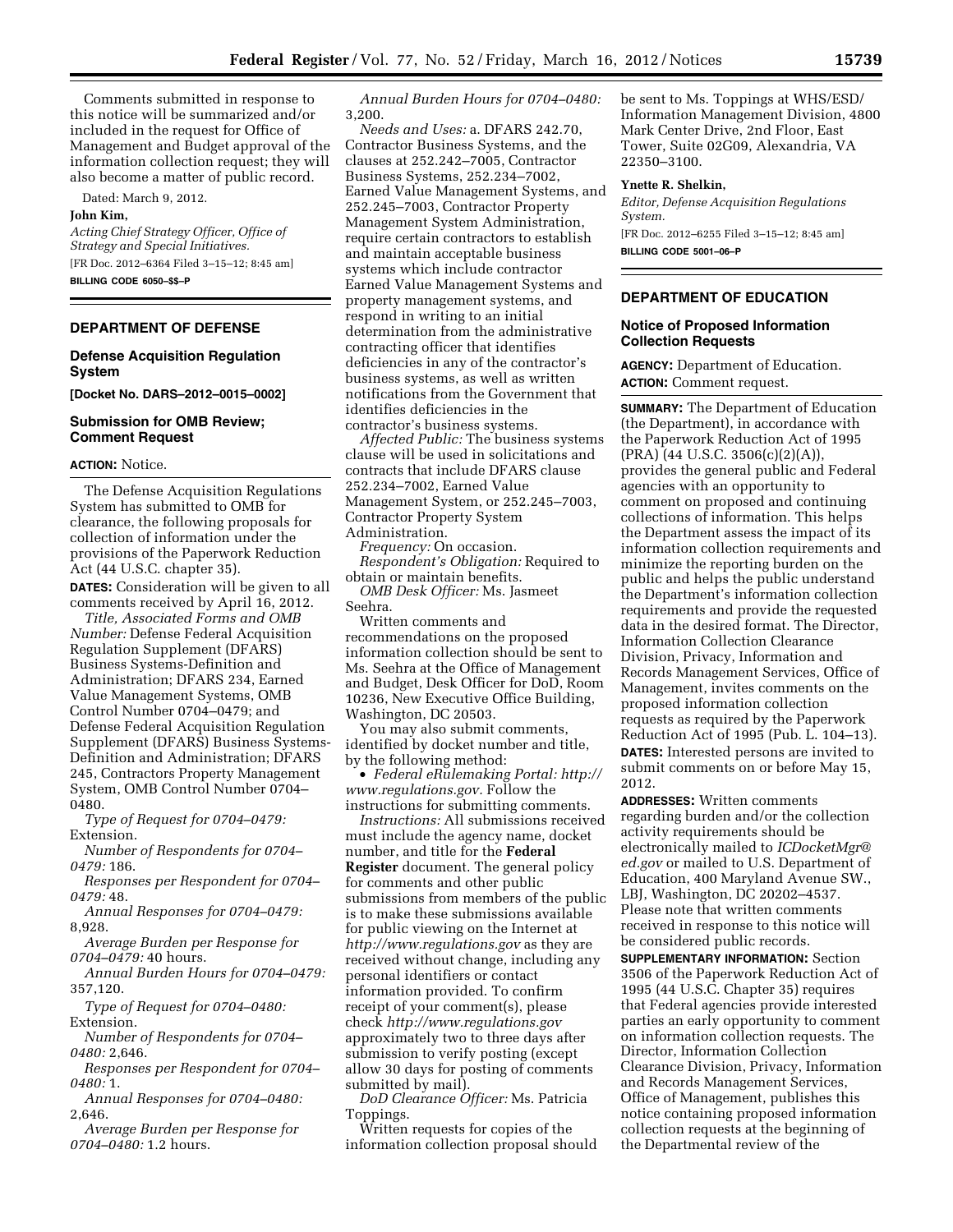Comments submitted in response to this notice will be summarized and/or included in the request for Office of Management and Budget approval of the information collection request; they will also become a matter of public record.

Dated: March 9, 2012.

**John Kim,**

*Acting Chief Strategy Officer, Office of Strategy and Special Initiatives.*

[FR Doc. 2012–6364 Filed 3–15–12; 8:45 am]

**BILLING CODE 6050–$$–P**

## DEPARTMENT OF DEFENSE

### Defense Acquisition Regulation System

**[Docket No. DARS–2012–0015–0002]**

### Submission for OMB Review; Comment Request

**ACTION:** Notice.

The Defense Acquisition Regulations System has submitted to OMB for clearance, the following proposals for collection of information under the provisions of the Paperwork Reduction Act (44 U.S.C. chapter 35).

**DATES:** Consideration will be given to all comments received by April 16, 2012.

*Title, Associated Forms and OMB Number:* Defense Federal Acquisition Regulation Supplement (DFARS) Business Systems-Definition and Administration; DFARS 234, Earned Value Management Systems, OMB Control Number 0704–0479; and Defense Federal Acquisition Regulation Supplement (DFARS) Business Systems-Definition and Administration; DFARS 245, Contractors Property Management System, OMB Control Number 0704–0480.

*Type of Request for 0704–0479:* Extension.

*Number of Respondents for 0704–0479:* 186.

*Responses per Respondent for 0704–0479:* 48.

*Annual Responses for 0704–0479:* 8,928.

*Average Burden per Response for 0704–0479:* 40 hours.

*Annual Burden Hours for 0704–0479:* 357,120.

*Type of Request for 0704–0480:* Extension.

*Number of Respondents for 0704–0480:* 2,646.

*Responses per Respondent for 0704–0480:* 1.

*Annual Responses for 0704–0480:* 2,646.

*Average Burden per Response for 0704–0480:* 1.2 hours.

*Annual Burden Hours for 0704–0480:* 3,200.

*Needs and Uses:* a. DFARS 242.70, Contractor Business Systems, and the clauses at 252.242–7005, Contractor Business Systems, 252.234–7002, Earned Value Management Systems, and 252.245–7003, Contractor Property Management System Administration, require certain contractors to establish and maintain acceptable business systems which include contractor Earned Value Management Systems and property management systems, and respond in writing to an initial determination from the administrative contracting officer that identifies deficiencies in any of the contractor's business systems, as well as written notifications from the Government that identifies deficiencies in the contractor's business systems.

*Affected Public:* The business systems clause will be used in solicitations and contracts that include DFARS clause 252.234–7002, Earned Value Management System, or 252.245–7003, Contractor Property System Administration.

*Frequency:* On occasion.

*Respondent's Obligation:* Required to obtain or maintain benefits.

*OMB Desk Officer:* Ms. Jasmeet Seehra.

Written comments and recommendations on the proposed information collection should be sent to Ms. Seehra at the Office of Management and Budget, Desk Officer for DoD, Room 10236, New Executive Office Building, Washington, DC 20503.

You may also submit comments, identified by docket number and title, by the following method:

- *Federal eRulemaking Portal: http://www.regulations.gov.* Follow the instructions for submitting comments.

*Instructions:* All submissions received must include the agency name, docket number, and title for the **Federal Register** document. The general policy for comments and other public submissions from members of the public is to make these submissions available for public viewing on the Internet at *http://www.regulations.gov* as they are received without change, including any personal identifiers or contact information provided. To confirm receipt of your comment(s), please check *http://www.regulations.gov* approximately two to three days after submission to verify posting (except allow 30 days for posting of comments submitted by mail).

*DoD Clearance Officer:* Ms. Patricia Toppings.

Written requests for copies of the information collection proposal should be sent to Ms. Toppings at WHS/ESD/Information Management Division, 4800 Mark Center Drive, 2nd Floor, East Tower, Suite 02G09, Alexandria, VA 22350–3100.

**Ynette R. Shelkin,**

*Editor, Defense Acquisition Regulations System.*

[FR Doc. 2012–6255 Filed 3–15–12; 8:45 am]

**BILLING CODE 5001–06–P**

## DEPARTMENT OF EDUCATION

### Notice of Proposed Information Collection Requests

**AGENCY:** Department of Education.

**ACTION:** Comment request.

**SUMMARY:** The Department of Education (the Department), in accordance with the Paperwork Reduction Act of 1995 (PRA) (44 U.S.C. 3506(c)(2)(A)), provides the general public and Federal agencies with an opportunity to comment on proposed and continuing collections of information. This helps the Department assess the impact of its information collection requirements and minimize the reporting burden on the public and helps the public understand the Department's information collection requirements and provide the requested data in the desired format. The Director, Information Collection Clearance Division, Privacy, Information and Records Management Services, Office of Management, invites comments on the proposed information collection requests as required by the Paperwork Reduction Act of 1995 (Pub. L. 104–13).

**DATES:** Interested persons are invited to submit comments on or before May 15, 2012.

**ADDRESSES:** Written comments regarding burden and/or the collection activity requirements should be electronically mailed to *ICDocketMgr@ed.gov* or mailed to U.S. Department of Education, 400 Maryland Avenue SW., LBJ, Washington, DC 20202–4537. Please note that written comments received in response to this notice will be considered public records.

**SUPPLEMENTARY INFORMATION:** Section 3506 of the Paperwork Reduction Act of 1995 (44 U.S.C. Chapter 35) requires that Federal agencies provide interested parties an early opportunity to comment on information collection requests. The Director, Information Collection Clearance Division, Privacy, Information and Records Management Services, Office of Management, publishes this notice containing proposed information collection requests at the beginning of the Departmental review of the